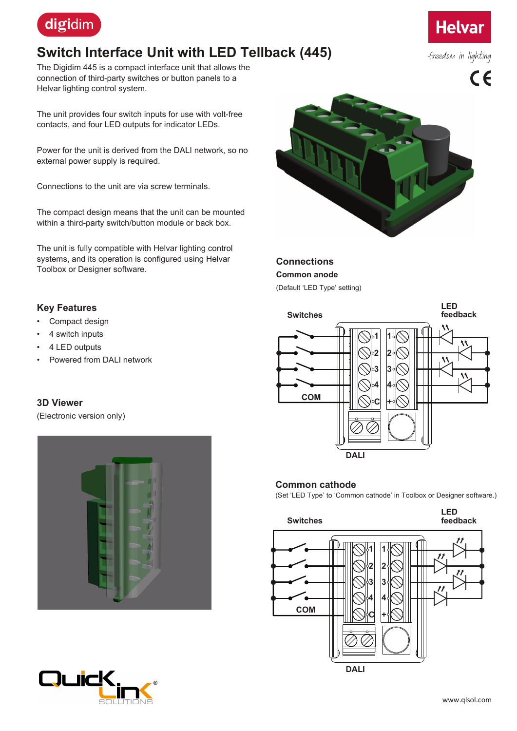# Switch Interface Unit with LED Tellback (445)

The Digidim 445 is a compact interface unit that allows the connection of third-party switches or button panels to a Helvar lighting control system.

The unit provides four switch inputs for use with volt-free contacts, and four LED outputs for indicator LEDs.

Power for the unit is derived from the DALI network, so no external power supply is required.

Connections to the unit are via screw terminals.

The compact design means that the unit can be mounted within a third-party switch/button module or back box.

The unit is fully compatible with Helvar lighting control systems, and its operation is configured using Helvar Toolbox or Designer software.

## Key Features

- Compact design
- 4 switch inputs
- 4 LED outputs
- Powered from DALI network

## 3D Viewer

(Electronic version only)

## Connections

### Common anode

(Default 'LED Type' setting)

### Common cathode

(Set 'LED Type' to 'Common cathode' in Toolbox or Designer software.)

www.qlsol.com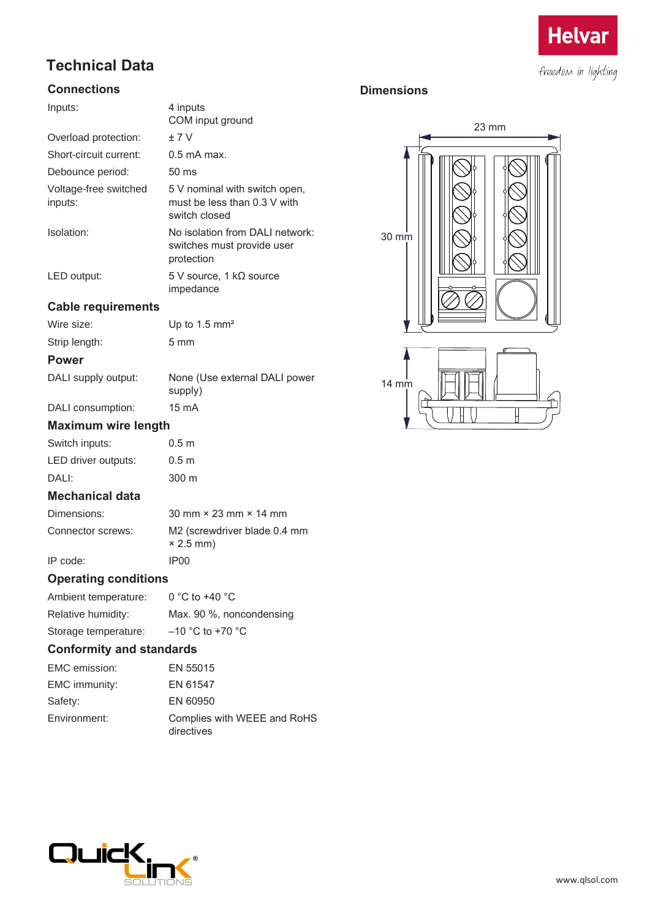# Technical Data

## Connections

| | |
|---|---|
| Inputs: | 4 inputs<br>COM input ground |
| Overload protection: | ± 7 V |
| Short-circuit current: | 0.5 mA max. |
| Debounce period: | 50 ms |
| Voltage-free switched inputs: | 5 V nominal with switch open, must be less than 0.3 V with switch closed |
| Isolation: | No isolation from DALI network: switches must provide user protection |
| LED output: | 5 V source, 1 kΩ source impedance |

## Cable requirements

| | |
|---|---|
| Wire size: | Up to 1.5 mm² |
| Strip length: | 5 mm |

## Power

| | |
|---|---|
| DALI supply output: | None (Use external DALI power supply) |
| DALI consumption: | 15 mA |

## Maximum wire length

| | |
|---|---|
| Switch inputs: | 0.5 m |
| LED driver outputs: | 0.5 m |
| DALI: | 300 m |

## Mechanical data

| | |
|---|---|
| Dimensions: | 30 mm × 23 mm × 14 mm |
| Connector screws: | M2 (screwdriver blade 0.4 mm × 2.5 mm) |
| IP code: | IP00 |

## Operating conditions

| | |
|---|---|
| Ambient temperature: | 0 °C to +40 °C |
| Relative humidity: | Max. 90 %, noncondensing |
| Storage temperature: | –10 °C to +70 °C |

## Conformity and standards

| | |
|---|---|
| EMC emission: | EN 55015 |
| EMC immunity: | EN 61547 |
| Safety: | EN 60950 |
| Environment: | Complies with WEEE and RoHS directives |

## Dimensions

23 mm

30 mm

14 mm

www.qlsol.com